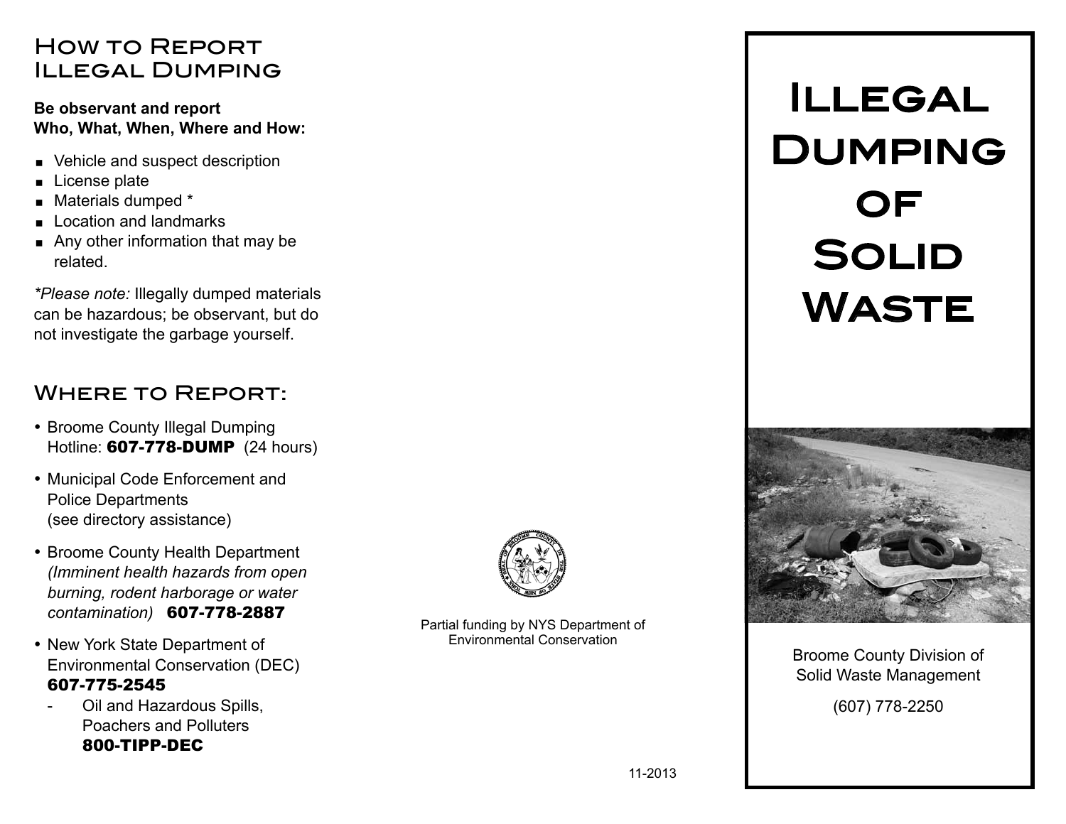## How to Report Illegal Dumping

**Be observant and report Who, What, When, Where and How:**

- Vehicle and suspect description
- License plate
- Materials dumped *
- Location and landmarks
- Any other information that may be related.

*\*Please note:* Illegally dumped materials can be hazardous; be observant, but do not investigate the garbage yourself.

## Where to Report:

- Broome County Illegal Dumping Hotline: **607-778-DUMP** (24 hours)
- Municipal Code Enforcement and Police Departments (see directory assistance)
- Broome County Health Department *(Imminent health hazards from open burning, rodent harborage or water contamination)* **607-778-2887**
- New York State Department of Environmental Conservation (DEC) **607-775-2545**
  - Oil and Hazardous Spills, Poachers and Polluters **800-TIPP-DEC**

Partial funding by NYS Department of Environmental Conservation

11-2013

# Illegal Dumping of Solid Waste

Broome County Division of Solid Waste Management

(607) 778-2250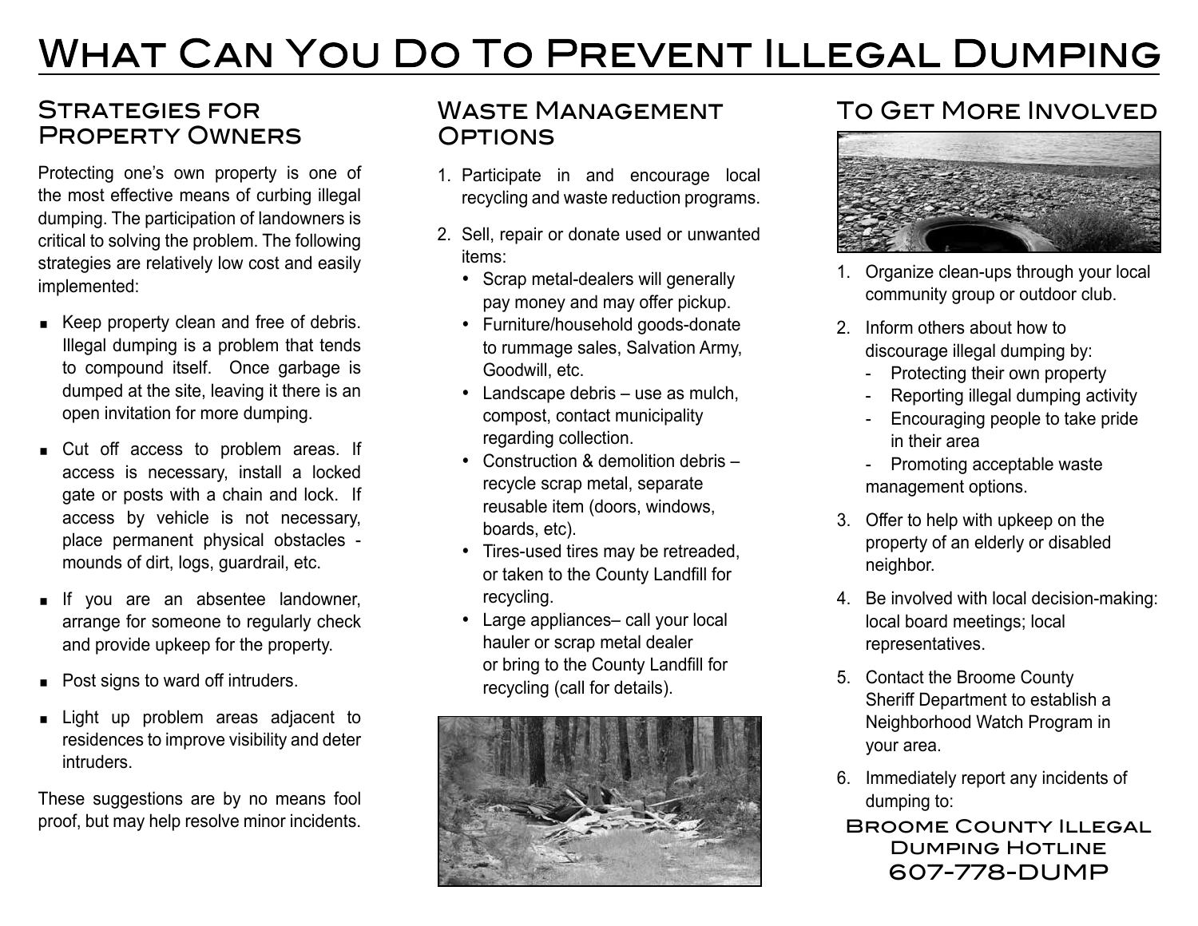# What Can You Do To Prevent Illegal Dumping

## Strategies for Property Owners

Protecting one's own property is one of the most effective means of curbing illegal dumping. The participation of landowners is critical to solving the problem. The following strategies are relatively low cost and easily implemented:

- Keep property clean and free of debris. Illegal dumping is a problem that tends to compound itself. Once garbage is dumped at the site, leaving it there is an open invitation for more dumping.
- Cut off access to problem areas. If access is necessary, install a locked gate or posts with a chain and lock. If access by vehicle is not necessary, place permanent physical obstacles - mounds of dirt, logs, guardrail, etc.
- If you are an absentee landowner, arrange for someone to regularly check and provide upkeep for the property.
- Post signs to ward off intruders.
- Light up problem areas adjacent to residences to improve visibility and deter intruders.

These suggestions are by no means fool proof, but may help resolve minor incidents.

## Waste Management Options

1. Participate in and encourage local recycling and waste reduction programs.
2. Sell, repair or donate used or unwanted items:
   - Scrap metal-dealers will generally pay money and may offer pickup.
   - Furniture/household goods-donate to rummage sales, Salvation Army, Goodwill, etc.
   - Landscape debris – use as mulch, compost, contact municipality regarding collection.
   - Construction & demolition debris – recycle scrap metal, separate reusable item (doors, windows, boards, etc).
   - Tires-used tires may be retreaded, or taken to the County Landfill for recycling.
   - Large appliances– call your local hauler or scrap metal dealer or bring to the County Landfill for recycling (call for details).

## To Get More Involved

1. Organize clean-ups through your local community group or outdoor club.
2. Inform others about how to discourage illegal dumping by:
   - Protecting their own property
   - Reporting illegal dumping activity
   - Encouraging people to take pride in their area
   - Promoting acceptable waste management options.
3. Offer to help with upkeep on the property of an elderly or disabled neighbor.
4. Be involved with local decision-making: local board meetings; local representatives.
5. Contact the Broome County Sheriff Department to establish a Neighborhood Watch Program in your area.
6. Immediately report any incidents of dumping to:

**Broome County Illegal Dumping Hotline**
**607-778-DUMP**